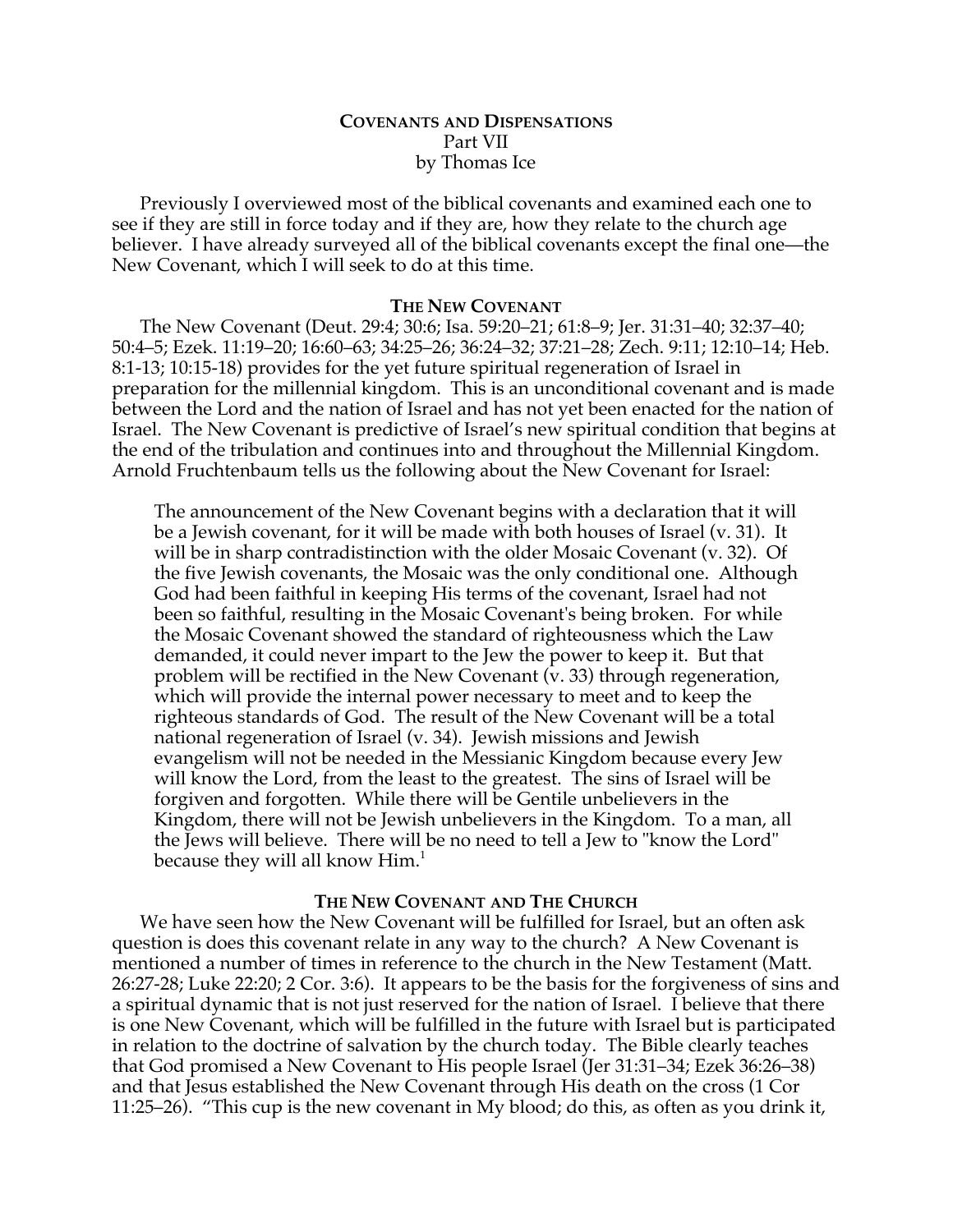# COVENANTS AND DISPENSATIONS

Part VII

by Thomas Ice

Previously I overviewed most of the biblical covenants and examined each one to see if they are still in force today and if they are, how they relate to the church age believer. I have already surveyed all of the biblical covenants except the final one—the New Covenant, which I will seek to do at this time.

## THE NEW COVENANT

The New Covenant (Deut. 29:4; 30:6; Isa. 59:20–21; 61:8–9; Jer. 31:31–40; 32:37–40; 50:4–5; Ezek. 11:19–20; 16:60–63; 34:25–26; 36:24–32; 37:21–28; Zech. 9:11; 12:10–14; Heb. 8:1-13; 10:15-18) provides for the yet future spiritual regeneration of Israel in preparation for the millennial kingdom. This is an unconditional covenant and is made between the Lord and the nation of Israel and has not yet been enacted for the nation of Israel. The New Covenant is predictive of Israel's new spiritual condition that begins at the end of the tribulation and continues into and throughout the Millennial Kingdom. Arnold Fruchtenbaum tells us the following about the New Covenant for Israel:

> The announcement of the New Covenant begins with a declaration that it will be a Jewish covenant, for it will be made with both houses of Israel (v. 31). It will be in sharp contradistinction with the older Mosaic Covenant (v. 32). Of the five Jewish covenants, the Mosaic was the only conditional one. Although God had been faithful in keeping His terms of the covenant, Israel had not been so faithful, resulting in the Mosaic Covenant's being broken. For while the Mosaic Covenant showed the standard of righteousness which the Law demanded, it could never impart to the Jew the power to keep it. But that problem will be rectified in the New Covenant (v. 33) through regeneration, which will provide the internal power necessary to meet and to keep the righteous standards of God. The result of the New Covenant will be a total national regeneration of Israel (v. 34). Jewish missions and Jewish evangelism will not be needed in the Messianic Kingdom because every Jew will know the Lord, from the least to the greatest. The sins of Israel will be forgiven and forgotten. While there will be Gentile unbelievers in the Kingdom, there will not be Jewish unbelievers in the Kingdom. To a man, all the Jews will believe. There will be no need to tell a Jew to "know the Lord" because they will all know Him.[1]

## THE NEW COVENANT AND THE CHURCH

We have seen how the New Covenant will be fulfilled for Israel, but an often ask question is does this covenant relate in any way to the church? A New Covenant is mentioned a number of times in reference to the church in the New Testament (Matt. 26:27-28; Luke 22:20; 2 Cor. 3:6). It appears to be the basis for the forgiveness of sins and a spiritual dynamic that is not just reserved for the nation of Israel. I believe that there is one New Covenant, which will be fulfilled in the future with Israel but is participated in relation to the doctrine of salvation by the church today. The Bible clearly teaches that God promised a New Covenant to His people Israel (Jer 31:31–34; Ezek 36:26–38) and that Jesus established the New Covenant through His death on the cross (1 Cor 11:25–26). "This cup is the new covenant in My blood; do this, as often as you drink it,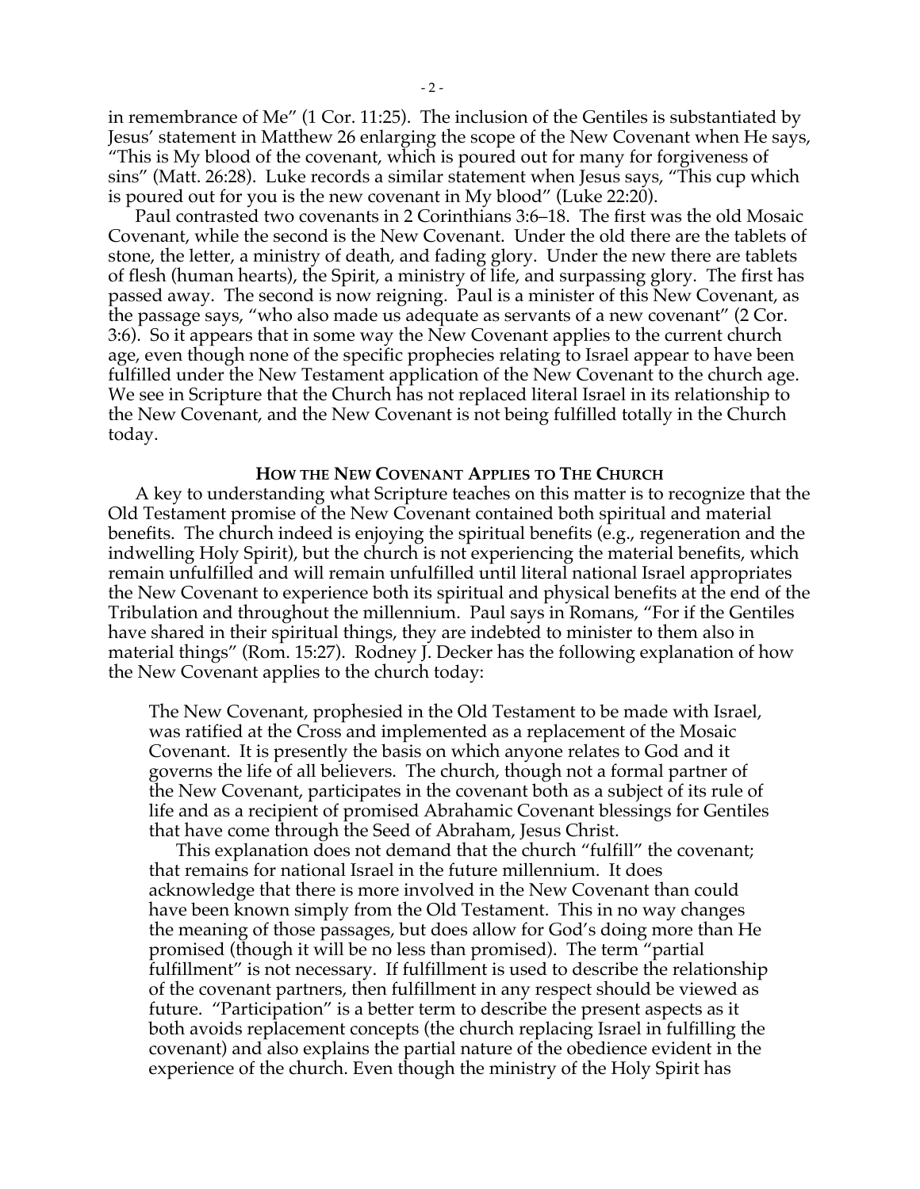in remembrance of Me" (1 Cor. 11:25). The inclusion of the Gentiles is substantiated by Jesus' statement in Matthew 26 enlarging the scope of the New Covenant when He says, "This is My blood of the covenant, which is poured out for many for forgiveness of sins" (Matt. 26:28). Luke records a similar statement when Jesus says, "This cup which is poured out for you is the new covenant in My blood" (Luke 22:20).

Paul contrasted two covenants in 2 Corinthians 3:6–18. The first was the old Mosaic Covenant, while the second is the New Covenant. Under the old there are the tablets of stone, the letter, a ministry of death, and fading glory. Under the new there are tablets of flesh (human hearts), the Spirit, a ministry of life, and surpassing glory. The first has passed away. The second is now reigning. Paul is a minister of this New Covenant, as the passage says, "who also made us adequate as servants of a new covenant" (2 Cor. 3:6). So it appears that in some way the New Covenant applies to the current church age, even though none of the specific prophecies relating to Israel appear to have been fulfilled under the New Testament application of the New Covenant to the church age. We see in Scripture that the Church has not replaced literal Israel in its relationship to the New Covenant, and the New Covenant is not being fulfilled totally in the Church today.

## How the New Covenant Applies to The Church

A key to understanding what Scripture teaches on this matter is to recognize that the Old Testament promise of the New Covenant contained both spiritual and material benefits. The church indeed is enjoying the spiritual benefits (e.g., regeneration and the indwelling Holy Spirit), but the church is not experiencing the material benefits, which remain unfulfilled and will remain unfulfilled until literal national Israel appropriates the New Covenant to experience both its spiritual and physical benefits at the end of the Tribulation and throughout the millennium. Paul says in Romans, "For if the Gentiles have shared in their spiritual things, they are indebted to minister to them also in material things" (Rom. 15:27). Rodney J. Decker has the following explanation of how the New Covenant applies to the church today:

> The New Covenant, prophesied in the Old Testament to be made with Israel, was ratified at the Cross and implemented as a replacement of the Mosaic Covenant. It is presently the basis on which anyone relates to God and it governs the life of all believers. The church, though not a formal partner of the New Covenant, participates in the covenant both as a subject of its rule of life and as a recipient of promised Abrahamic Covenant blessings for Gentiles that have come through the Seed of Abraham, Jesus Christ.
>
> This explanation does not demand that the church "fulfill" the covenant; that remains for national Israel in the future millennium. It does acknowledge that there is more involved in the New Covenant than could have been known simply from the Old Testament. This in no way changes the meaning of those passages, but does allow for God's doing more than He promised (though it will be no less than promised). The term "partial fulfillment" is not necessary. If fulfillment is used to describe the relationship of the covenant partners, then fulfillment in any respect should be viewed as future. "Participation" is a better term to describe the present aspects as it both avoids replacement concepts (the church replacing Israel in fulfilling the covenant) and also explains the partial nature of the obedience evident in the experience of the church. Even though the ministry of the Holy Spirit has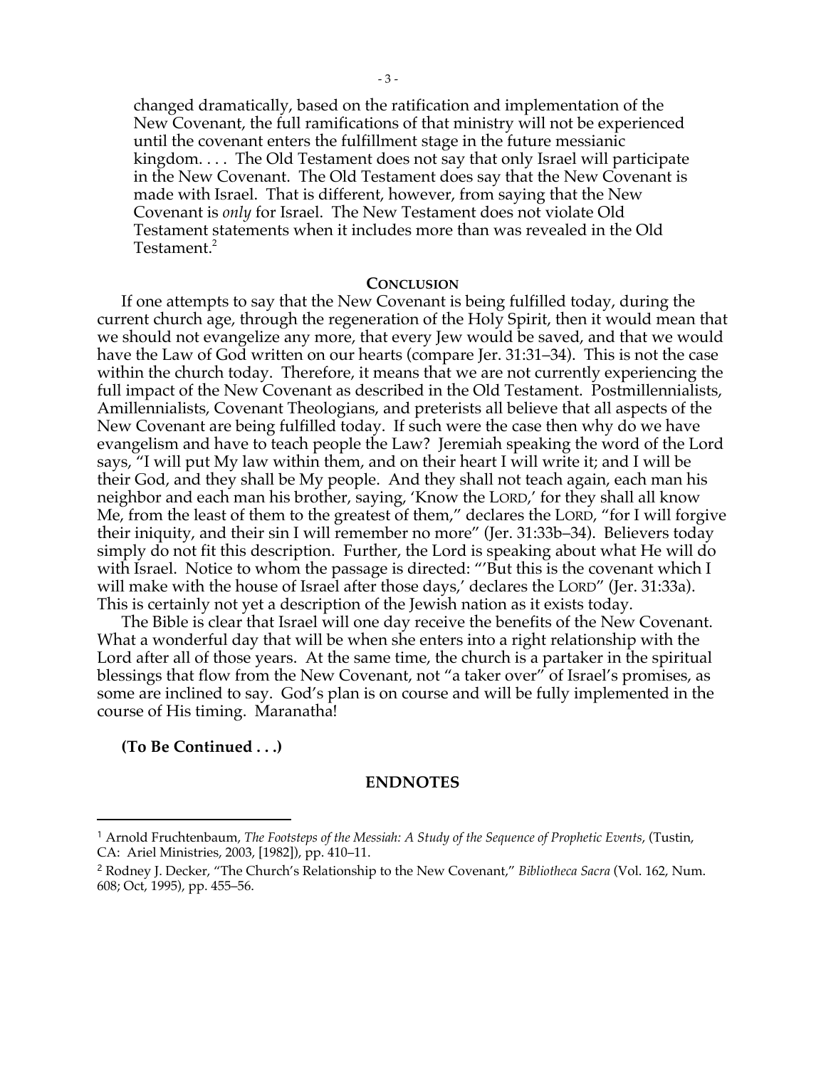> changed dramatically, based on the ratification and implementation of the New Covenant, the full ramifications of that ministry will not be experienced until the covenant enters the fulfillment stage in the future messianic kingdom. . . . The Old Testament does not say that only Israel will participate in the New Covenant. The Old Testament does say that the New Covenant is made with Israel. That is different, however, from saying that the New Covenant is *only* for Israel. The New Testament does not violate Old Testament statements when it includes more than was revealed in the Old Testament.[2]

## CONCLUSION

If one attempts to say that the New Covenant is being fulfilled today, during the current church age, through the regeneration of the Holy Spirit, then it would mean that we should not evangelize any more, that every Jew would be saved, and that we would have the Law of God written on our hearts (compare Jer. 31:31–34). This is not the case within the church today. Therefore, it means that we are not currently experiencing the full impact of the New Covenant as described in the Old Testament. Postmillennialists, Amillennialists, Covenant Theologians, and preterists all believe that all aspects of the New Covenant are being fulfilled today. If such were the case then why do we have evangelism and have to teach people the Law? Jeremiah speaking the word of the Lord says, "I will put My law within them, and on their heart I will write it; and I will be their God, and they shall be My people. And they shall not teach again, each man his neighbor and each man his brother, saying, 'Know the LORD,' for they shall all know Me, from the least of them to the greatest of them," declares the LORD, "for I will forgive their iniquity, and their sin I will remember no more" (Jer. 31:33b–34). Believers today simply do not fit this description. Further, the Lord is speaking about what He will do with Israel. Notice to whom the passage is directed: "'But this is the covenant which I will make with the house of Israel after those days,' declares the LORD" (Jer. 31:33a). This is certainly not yet a description of the Jewish nation as it exists today.

The Bible is clear that Israel will one day receive the benefits of the New Covenant. What a wonderful day that will be when she enters into a right relationship with the Lord after all of those years. At the same time, the church is a partaker in the spiritual blessings that flow from the New Covenant, not "a taker over" of Israel's promises, as some are inclined to say. God's plan is on course and will be fully implemented in the course of His timing. Maranatha!

**(To Be Continued . . .)**

## ENDNOTES

[1] Arnold Fruchtenbaum, *The Footsteps of the Messiah: A Study of the Sequence of Prophetic Events*, (Tustin, CA: Ariel Ministries, 2003, [1982]), pp. 410–11.

[2] Rodney J. Decker, "The Church's Relationship to the New Covenant," *Bibliotheca Sacra* (Vol. 162, Num. 608; Oct, 1995), pp. 455–56.